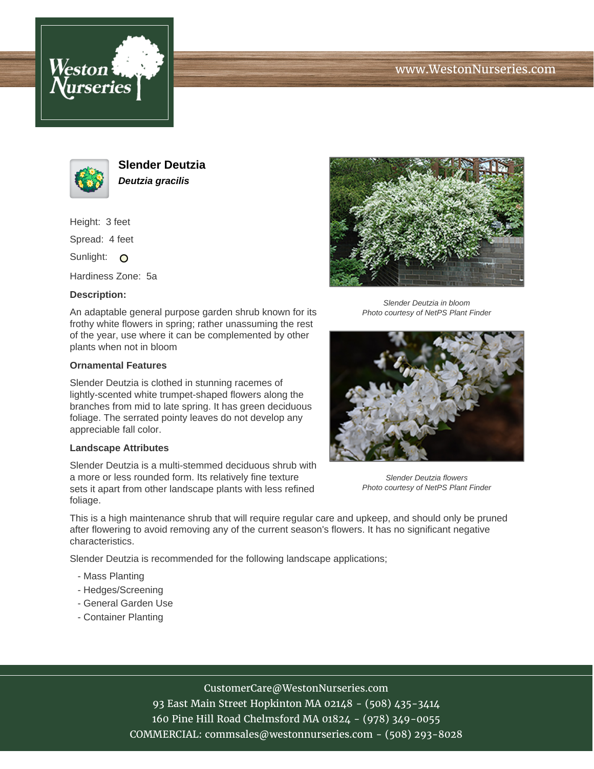# Slender Deutzia

***Deutzia gracilis***

Height: 3 feet

Spread: 4 feet

Sunlight: ○

Hardiness Zone: 5a

### Description:

An adaptable general purpose garden shrub known for its frothy white flowers in spring; rather unassuming the rest of the year, use where it can be complemented by other plants when not in bloom

### Ornamental Features

Slender Deutzia is clothed in stunning racemes of lightly-scented white trumpet-shaped flowers along the branches from mid to late spring. It has green deciduous foliage. The serrated pointy leaves do not develop any appreciable fall color.

### Landscape Attributes

Slender Deutzia is a multi-stemmed deciduous shrub with a more or less rounded form. Its relatively fine texture sets it apart from other landscape plants with less refined foliage.

This is a high maintenance shrub that will require regular care and upkeep, and should only be pruned after flowering to avoid removing any of the current season's flowers. It has no significant negative characteristics.

Slender Deutzia is recommended for the following landscape applications;

- Mass Planting
- Hedges/Screening
- General Garden Use
- Container Planting

*Slender Deutzia in bloom*
*Photo courtesy of NetPS Plant Finder*

*Slender Deutzia flowers*
*Photo courtesy of NetPS Plant Finder*

CustomerCare@WestonNurseries.com
93 East Main Street Hopkinton MA 02148 - (508) 435-3414
160 Pine Hill Road Chelmsford MA 01824 - (978) 349-0055
COMMERCIAL: commsales@westonnurseries.com - (508) 293-8028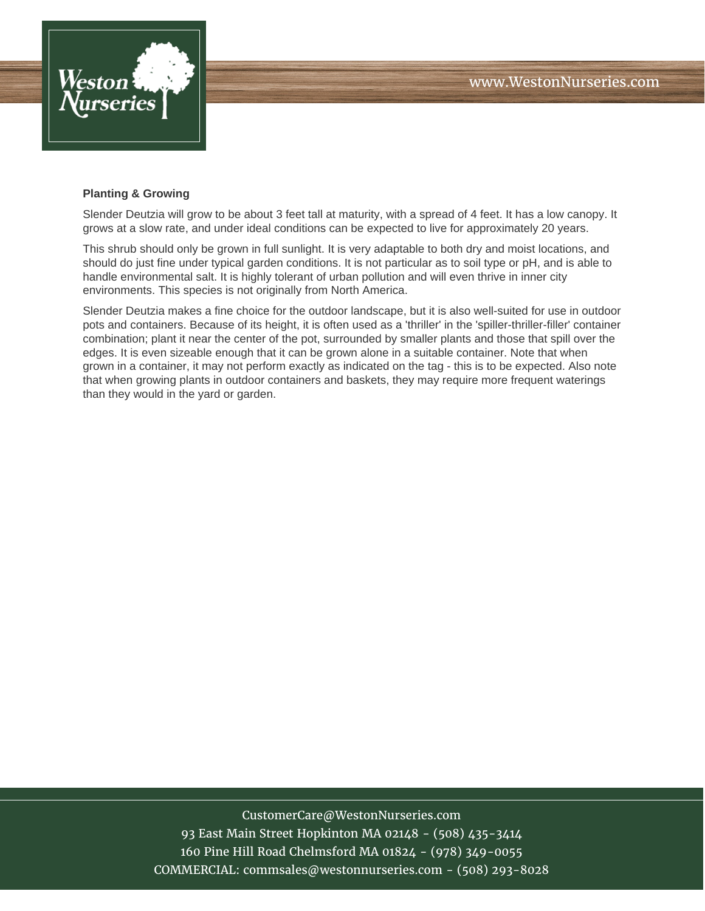### Planting & Growing

Slender Deutzia will grow to be about 3 feet tall at maturity, with a spread of 4 feet. It has a low canopy. It grows at a slow rate, and under ideal conditions can be expected to live for approximately 20 years.

This shrub should only be grown in full sunlight. It is very adaptable to both dry and moist locations, and should do just fine under typical garden conditions. It is not particular as to soil type or pH, and is able to handle environmental salt. It is highly tolerant of urban pollution and will even thrive in inner city environments. This species is not originally from North America.

Slender Deutzia makes a fine choice for the outdoor landscape, but it is also well-suited for use in outdoor pots and containers. Because of its height, it is often used as a 'thriller' in the 'spiller-thriller-filler' container combination; plant it near the center of the pot, surrounded by smaller plants and those that spill over the edges. It is even sizeable enough that it can be grown alone in a suitable container. Note that when grown in a container, it may not perform exactly as indicated on the tag - this is to be expected. Also note that when growing plants in outdoor containers and baskets, they may require more frequent waterings than they would in the yard or garden.